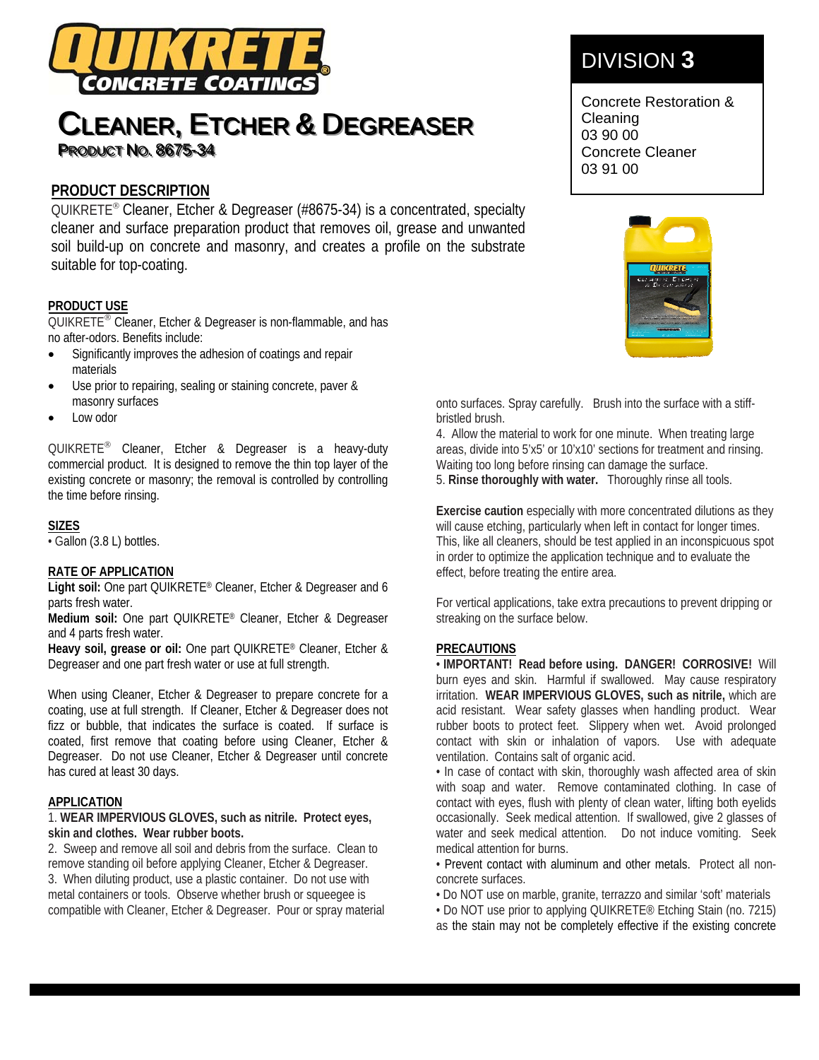# QUIKRETE® CONCRETE COATINGS

# CLEANER, ETCHER & DEGREASER

**PRODUCT NO. 8675-34**

**DIVISION 3**

Concrete Restoration & Cleaning
03 90 00
Concrete Cleaner
03 91 00

## PRODUCT DESCRIPTION

QUIKRETE® Cleaner, Etcher & Degreaser (#8675-34) is a concentrated, specialty cleaner and surface preparation product that removes oil, grease and unwanted soil build-up on concrete and masonry, and creates a profile on the substrate suitable for top-coating.

## PRODUCT USE

QUIKRETE® Cleaner, Etcher & Degreaser is non-flammable, and has no after-odors. Benefits include:

- Significantly improves the adhesion of coatings and repair materials
- Use prior to repairing, sealing or staining concrete, paver & masonry surfaces
- Low odor

QUIKRETE® Cleaner, Etcher & Degreaser is a heavy-duty commercial product. It is designed to remove the thin top layer of the existing concrete or masonry; the removal is controlled by controlling the time before rinsing.

## SIZES

• Gallon (3.8 L) bottles.

## RATE OF APPLICATION

**Light soil:** One part QUIKRETE® Cleaner, Etcher & Degreaser and 6 parts fresh water.

**Medium soil:** One part QUIKRETE® Cleaner, Etcher & Degreaser and 4 parts fresh water.

**Heavy soil, grease or oil:** One part QUIKRETE® Cleaner, Etcher & Degreaser and one part fresh water or use at full strength.

When using Cleaner, Etcher & Degreaser to prepare concrete for a coating, use at full strength. If Cleaner, Etcher & Degreaser does not fizz or bubble, that indicates the surface is coated. If surface is coated, first remove that coating before using Cleaner, Etcher & Degreaser. Do not use Cleaner, Etcher & Degreaser until concrete has cured at least 30 days.

## APPLICATION

1. **WEAR IMPERVIOUS GLOVES, such as nitrile. Protect eyes, skin and clothes. Wear rubber boots.**
2. Sweep and remove all soil and debris from the surface. Clean to remove standing oil before applying Cleaner, Etcher & Degreaser.
3. When diluting product, use a plastic container. Do not use with metal containers or tools. Observe whether brush or squeegee is compatible with Cleaner, Etcher & Degreaser. Pour or spray material onto surfaces. Spray carefully. Brush into the surface with a stiff-bristled brush.
4. Allow the material to work for one minute. When treating large areas, divide into 5'x5' or 10'x10' sections for treatment and rinsing. Waiting too long before rinsing can damage the surface.
5. **Rinse thoroughly with water.** Thoroughly rinse all tools.

**Exercise caution** especially with more concentrated dilutions as they will cause etching, particularly when left in contact for longer times. This, like all cleaners, should be test applied in an inconspicuous spot in order to optimize the application technique and to evaluate the effect, before treating the entire area.

For vertical applications, take extra precautions to prevent dripping or streaking on the surface below.

## PRECAUTIONS

• **IMPORTANT! Read before using. DANGER! CORROSIVE!** Will burn eyes and skin. Harmful if swallowed. May cause respiratory irritation. **WEAR IMPERVIOUS GLOVES, such as nitrile,** which are acid resistant. Wear safety glasses when handling product. Wear rubber boots to protect feet. Slippery when wet. Avoid prolonged contact with skin or inhalation of vapors. Use with adequate ventilation. Contains salt of organic acid.

• In case of contact with skin, thoroughly wash affected area of skin with soap and water. Remove contaminated clothing. In case of contact with eyes, flush with plenty of clean water, lifting both eyelids occasionally. Seek medical attention. If swallowed, give 2 glasses of water and seek medical attention. Do not induce vomiting. Seek medical attention for burns.

• Prevent contact with aluminum and other metals. Protect all non-concrete surfaces.

• Do NOT use on marble, granite, terrazzo and similar 'soft' materials

• Do NOT use prior to applying QUIKRETE® Etching Stain (no. 7215) as the stain may not be completely effective if the existing concrete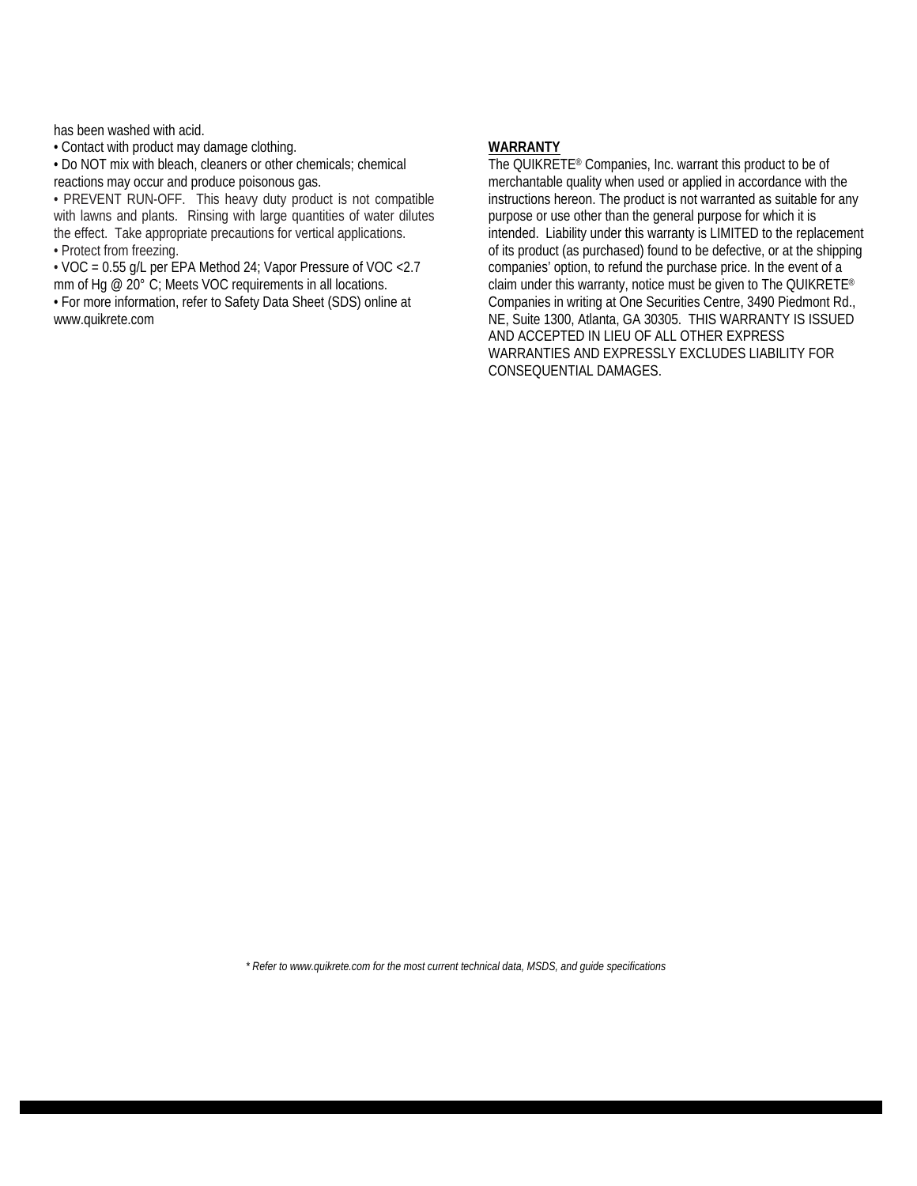has been washed with acid.

- Contact with product may damage clothing.
- Do NOT mix with bleach, cleaners or other chemicals; chemical reactions may occur and produce poisonous gas.
- PREVENT RUN-OFF. This heavy duty product is not compatible with lawns and plants. Rinsing with large quantities of water dilutes the effect. Take appropriate precautions for vertical applications.
- Protect from freezing.
- VOC = 0.55 g/L per EPA Method 24; Vapor Pressure of VOC <2.7 mm of Hg @ 20° C; Meets VOC requirements in all locations.
- For more information, refer to Safety Data Sheet (SDS) online at www.quikrete.com

**WARRANTY**

The QUIKRETE® Companies, Inc. warrant this product to be of merchantable quality when used or applied in accordance with the instructions hereon. The product is not warranted as suitable for any purpose or use other than the general purpose for which it is intended. Liability under this warranty is LIMITED to the replacement of its product (as purchased) found to be defective, or at the shipping companies' option, to refund the purchase price. In the event of a claim under this warranty, notice must be given to The QUIKRETE® Companies in writing at One Securities Centre, 3490 Piedmont Rd., NE, Suite 1300, Atlanta, GA 30305. THIS WARRANTY IS ISSUED AND ACCEPTED IN LIEU OF ALL OTHER EXPRESS WARRANTIES AND EXPRESSLY EXCLUDES LIABILITY FOR CONSEQUENTIAL DAMAGES.

*\* Refer to www.quikrete.com for the most current technical data, MSDS, and guide specifications*